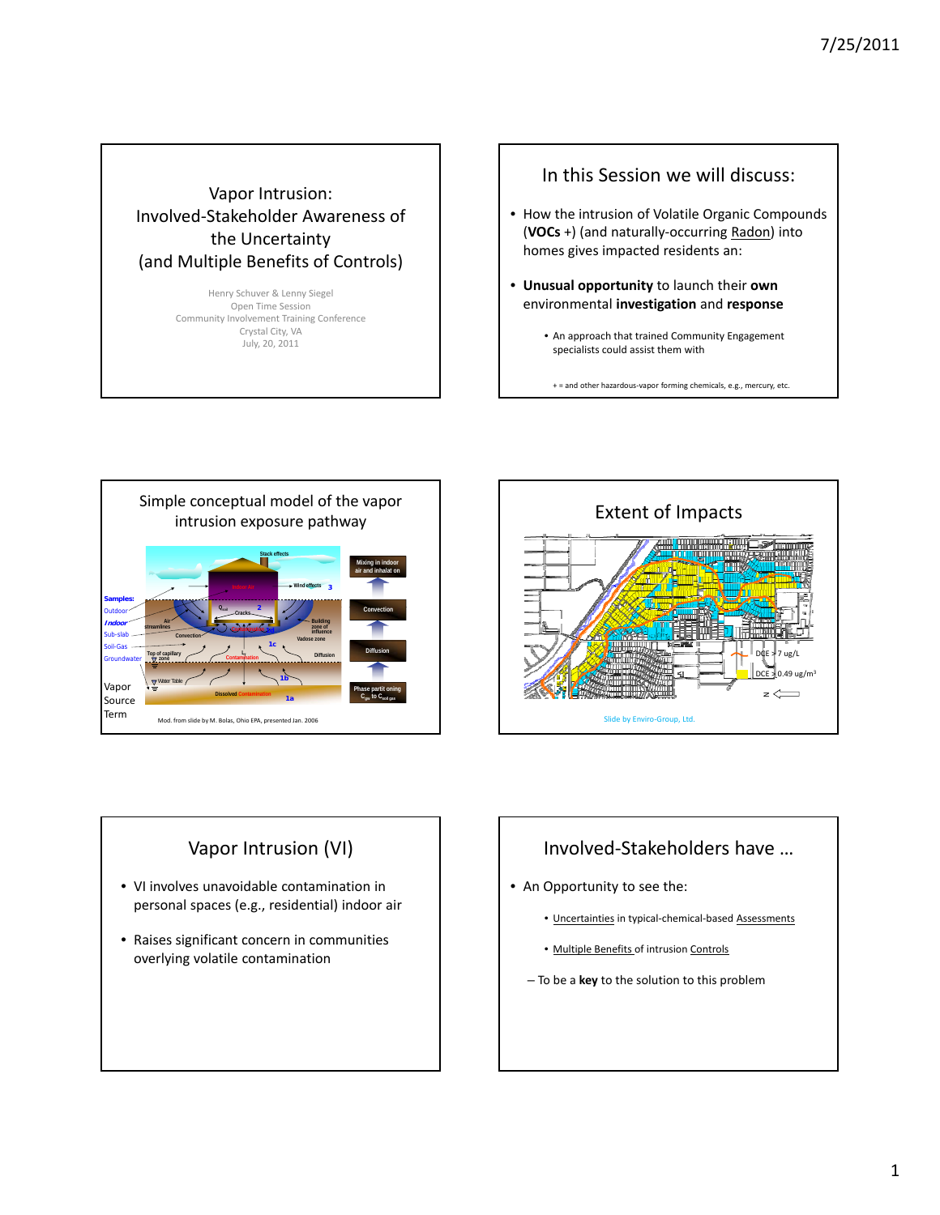## Vapor Intrusion: Involved-Stakeholder Awareness of the Uncertainty (and Multiple Benefits of Controls)

Henry Schuver & Lenny Siegel
Open Time Session
Community Involvement Training Conference
Crystal City, VA
July, 20, 2011

## In this Session we will discuss:

- How the intrusion of Volatile Organic Compounds (**VOCs** +) (and naturally-occurring Radon) into homes gives impacted residents an:
- **Unusual opportunity** to launch their **own** environmental **investigation** and **response**
  - An approach that trained Community Engagement specialists could assist them with

+ = and other hazardous-vapor forming chemicals, e.g., mercury, etc.

## Simple conceptual model of the vapor intrusion exposure pathway

Samples:
Outdoor
Indoor
Sub-slab
Soil-Gas
Groundwater

Vapor Source Term

Stack effects
Indoor Air
Wind effects 3
$Q_{soil}$
Cracks
2
Air streamlines
Convection
Building zone of influence
Vadose zone
1c
Top of capillary zone
Contamination
Diffusion
1b
Water Table
Dissolved Contamination
1a

Mixing in indoor air and inhalation
Convection
Diffusion
Phase partitioning $C_{gw}$ to $C_{soil\ gas}$

Mod. from slide by M. Bolas, Ohio EPA, presented Jan. 2006

## Extent of Impacts

DCE > 7 ug/L
DCE > 0.49 ug/m³
N

Slide by Enviro-Group, Ltd.

## Vapor Intrusion (VI)

- VI involves unavoidable contamination in personal spaces (e.g., residential) indoor air
- Raises significant concern in communities overlying volatile contamination

## Involved-Stakeholders have …

- An Opportunity to see the:
  - Uncertainties in typical-chemical-based Assessments
  - Multiple Benefits of intrusion Controls
- To be a **key** to the solution to this problem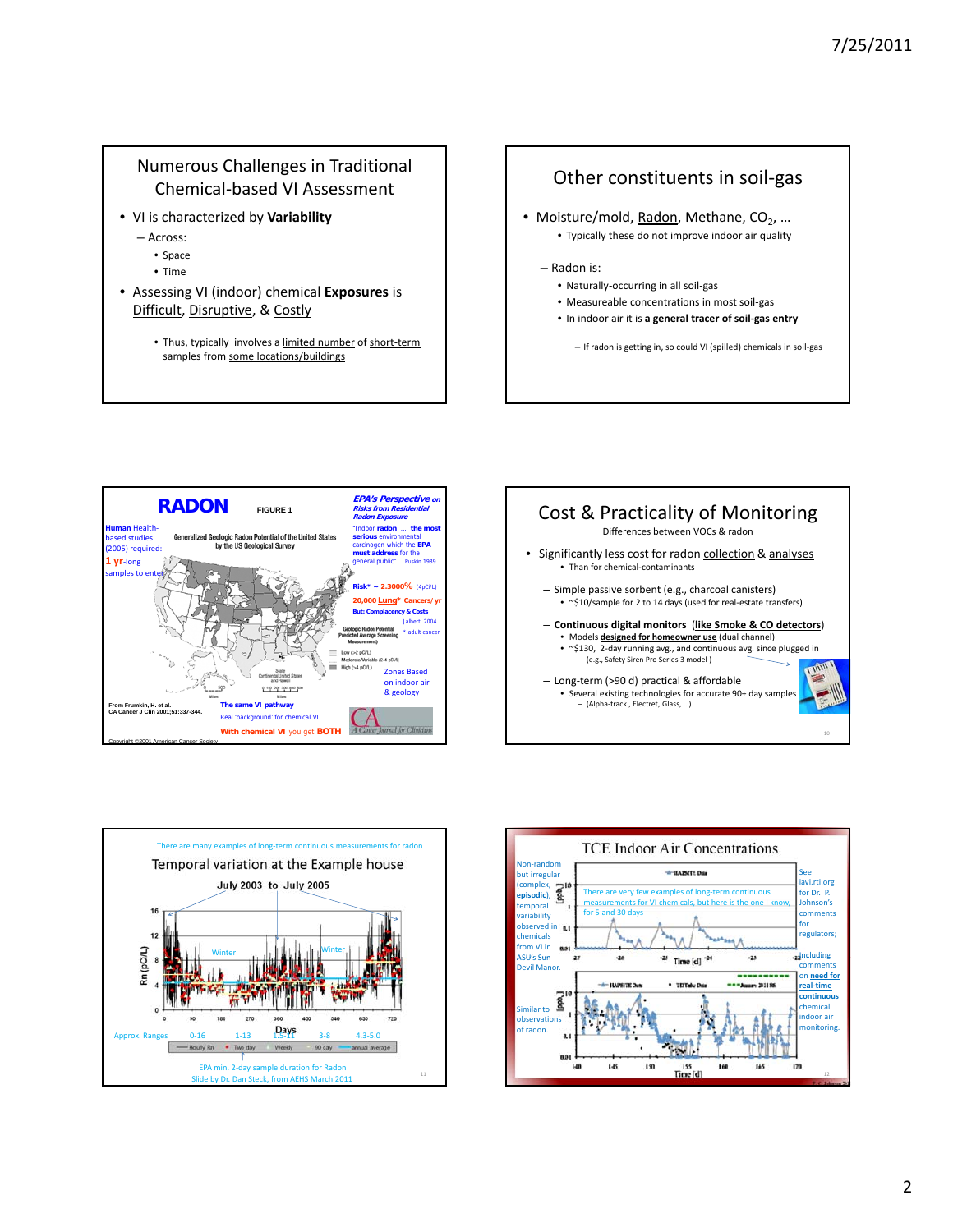## Numerous Challenges in Traditional Chemical-based VI Assessment

- VI is characterized by **Variability**
  - Across:
    - Space
    - Time
- Assessing VI (indoor) chemical **Exposures** is Difficult, Disruptive, & Costly
  - Thus, typically involves a limited number of short-term samples from some locations/buildings

## Other constituents in soil-gas

- Moisture/mold, Radon, Methane, $CO_2$, …
  - Typically these do not improve indoor air quality
- Radon is:
  - Naturally-occurring in all soil-gas
  - Measureable concentrations in most soil-gas
  - In indoor air it is **a general tracer of soil-gas entry**
    - If radon is getting in, so could VI (spilled) chemicals in soil-gas

## RADON

FIGURE 1

Generalized Geologic Radon Potential of the United States by the US Geological Survey

Human Health-based studies (2005) required: **1 yr**-long samples to enter

*EPA's Perspective on Risks from Residential Radon Exposure*

"Indoor **radon** … **the most serious** environmental carcinogen which the **EPA must address** for the general public" Puskin 1989

**Risk*** ~ 2.3000% (4pCi/L)

**20,000 Lung* Cancers/ yr**

**But: Complacency & Costs** Jalbert, 2004

* adult cancer

Geologic Radon Potential (Predicted Average Screening Measurement)

Low (<2 pCi/L)

Moderate/Variable (2-4 pCi/L)

High (>4 pCi/L)

Zones Based on indoor air & geology

The same VI pathway

Real 'background' for chemical VI

With chemical VI you get BOTH

From Frumkin, H. et al. CA Cancer J Clin 2001;51:337-344.

Copyright ©2001 American Cancer Society

## Cost & Practicality of Monitoring

Differences between VOCs & radon

- Significantly less cost for radon collection & analyses
  - Than for chemical-contaminants
- Simple passive sorbent (e.g., charcoal canisters)
  - ~$10/sample for 2 to 14 days (used for real-estate transfers)
- **Continuous digital monitors** (**like Smoke & CO detectors**)
  - Models **designed for homeowner use** (dual channel)
  - ~$130, 2-day running avg., and continuous avg. since plugged in
    - (e.g., Safety Siren Pro Series 3 model)
- Long-term (>90 d) practical & affordable
  - Several existing technologies for accurate 90+ day samples
    - (Alpha-track, Electret, Glass, …)

## Temporal variation at the Example house

There are many examples of long-term continuous measurements for radon

July 2003 to July 2005

Rn (pC/L)

16, 12, 8, 4, 0

Winter

Winter

0, 90, 180, 270, 360, 450, 540, 630, 720

Days

Approx. Ranges: 0-16, 1-13, 1.5-11, 3-8, 4.3-5.0

Hourly Rn, Two day, Weekly, 90 day, annual average

EPA min. 2-day sample duration for Radon

Slide by Dr. Dan Steck, from AEHS March 2011

## TCE Indoor Air Concentrations

Non-random but irregular (complex, episodic), temporal variability observed in chemicals from VI in ASU's Sun Devil Manor.

Similar to observations of radon.

There are very few examples of long-term continuous measurements for VI chemicals, but here is the one I know, for 5 and 30 days

HAPSITE Data

[ppb_v]

10, 1, 0.1, 0.01

Time [d]

HAPSITE Data, TD Tube Data, January 2011 RS

140, 145, 150, 155, 160, 165, 170

Time [d]

See iavi.rti.org for Dr. P. Johnson's comments for regulators; including comments on **need for real-time continuous** chemical indoor air monitoring.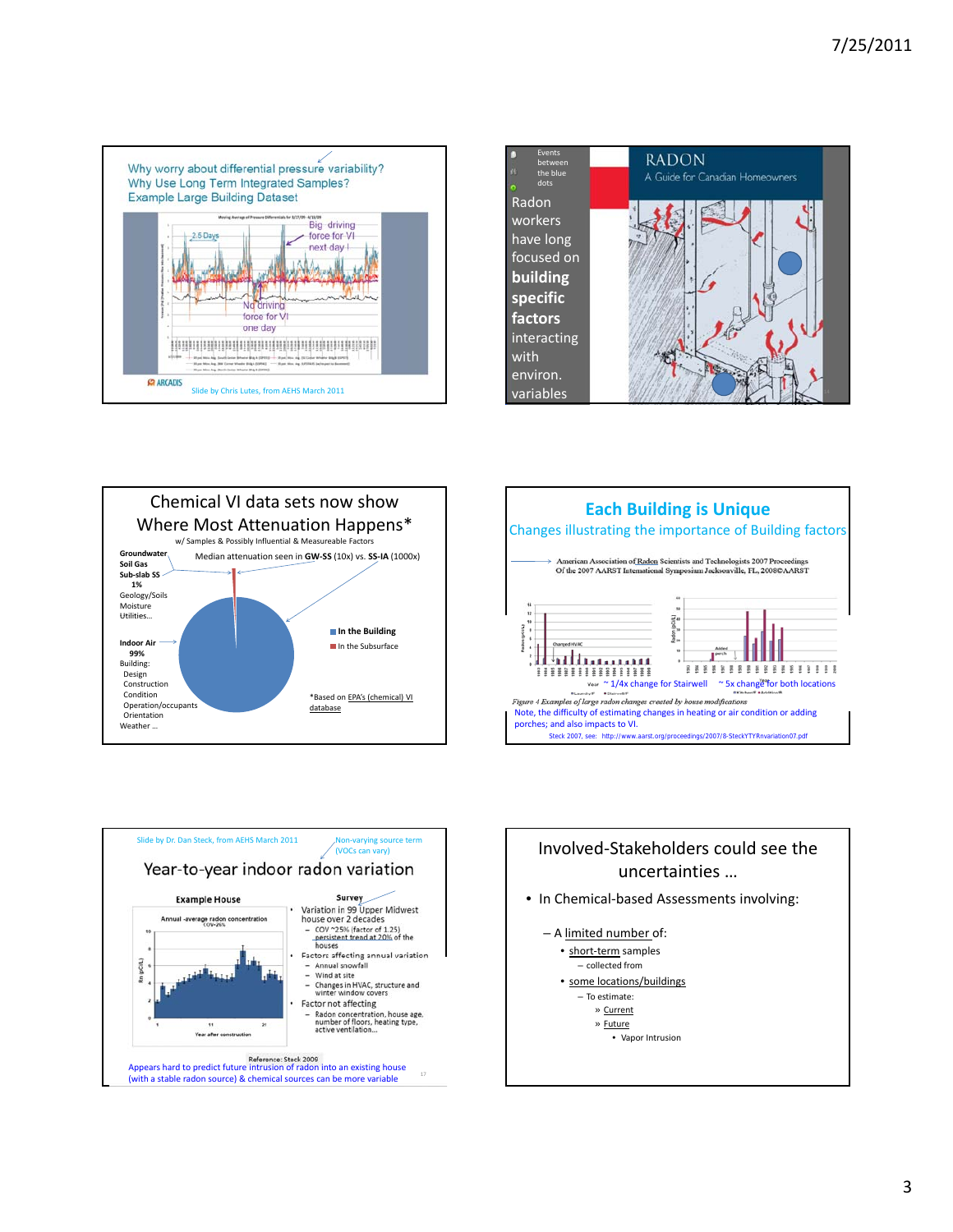## Why worry about differential pressure variability? Why Use Long Term Integrated Samples? Example Large Building Dataset

Moving Average of Pressure Differentials for 2/17/09 - 4/19/09

2.5 Days

Big driving force for VI next day !

No driving force for VI one day

ARCADIS

Slide by Chris Lutes, from AEHS March 2011

---

Events between the blue dots

Radon workers have long focused on **building specific factors** interacting with environ. variables

RADON

A Guide for Canadian Homeowners

---

## Chemical VI data sets now show Where Most Attenuation Happens*

w/ Samples & Possibly Influential & Measureable Factors

Median attenuation seen in **GW-SS** (10x) vs. **SS-IA** (1000x)

**Groundwater**
**Soil Gas**
**Sub-slab SS**
**1%**
Geology/Soils
Moisture
Utilities...

**Indoor Air**
**99%**
Building:
Design
Construction
Condition
Operation/occupants
Orientation
Weather ...

**In the Building**
In the Subsurface

*Based on EPA's (chemical) VI database

---

## Each Building is Unique

Changes illustrating the importance of Building factors

American Association of Radon Scientists and Technologists 2007 Proceedings
Of the 2007 AARST International Symposium Jacksonville, FL, 2008©AARST

Changed HVAC

Added porch

~ 1/4x change for Stairwell

~ 5x change for both locations

*Figure 4 Examples of large radon changes created by house modifications*

Note, the difficulty of estimating changes in heating or air condition or adding porches; and also impacts to VI.

Steck 2007, see: http://www.aarst.org/proceedings/2007/8-SteckYTYRnvariation07.pdf

---

Slide by Dr. Dan Steck, from AEHS March 2011

Non-varying source term (VOCs can vary)

## Year-to-year indoor radon variation

**Example House**

Annual -average radon concentration
COV=26%

Year after construction

**Survey**

- Variation in 99 Upper Midwest house over 2 decades
  - COV ~25% (factor of 1.25)
  - persistent trend at 20% of the houses
- Factors affecting annual variation
  - Annual snowfall
  - Wind at site
  - Changes in HVAC, structure and winter window covers
- Factor not affecting
  - Radon concentration, house age, number of floors, heating type, active ventilation...

Reference: Steck 2009

Appears hard to predict future intrusion of radon into an existing house (with a stable radon source) & chemical sources can be more variable

---

## Involved-Stakeholders could see the uncertainties ...

- In Chemical-based Assessments involving:
  - A limited number of:
    - short-term samples
      - collected from
    - some locations/buildings
      - To estimate:
        - Current
        - Future
          - Vapor Intrusion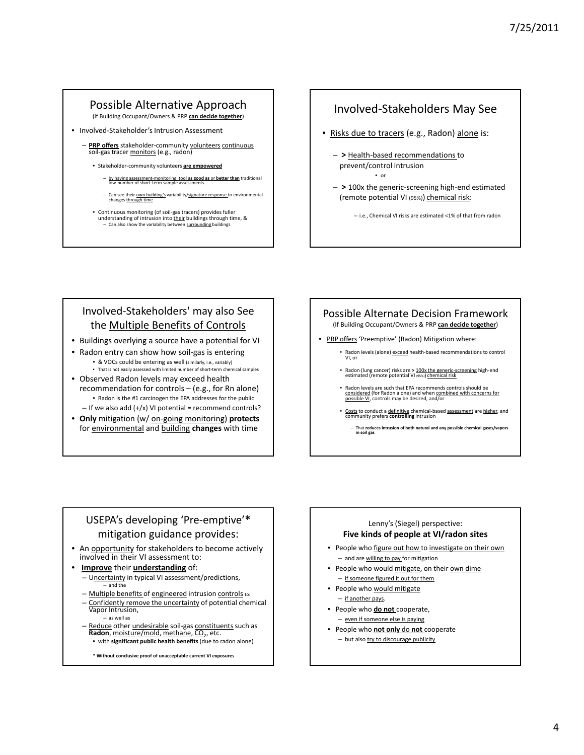## Possible Alternative Approach

(If Building Occupant/Owners & PRP **can decide together**)

- Involved-Stakeholder's Intrusion Assessment
  - **PRP offers** stakeholder-community volunteers continuous soil-gas tracer monitors (e.g., radon)
    - Stakeholder-community volunteers **are empowered**
      - by having assessment-monitoring tool **as good as** or **better than** traditional low-number of short-term sample assessments
      - Can see their own building's variability/signature response to environmental changes through time
    - Continuous monitoring (of soil-gas tracers) provides fuller understanding of intrusion into their buildings through time, &
      - Can also show the variability between surrounding buildings

## Involved-Stakeholders May See

- Risks due to tracers (e.g., Radon) alone is:
  - **>** Health-based recommendations to prevent/control intrusion
    - or
  - **>** 100x the generic-screening high-end estimated (remote potential VI (95%)) chemical risk:
    - i.e., Chemical VI risks are estimated <1% of that from radon

## Involved-Stakeholders' may also See the Multiple Benefits of Controls

- Buildings overlying a source have a potential for VI
- Radon entry can show how soil-gas is entering
  - & VOCs could be entering as well (similarly, i.e., variably)
  - That is not easily assessed with limited number of short-term chemical samples
- Observed Radon levels may exceed health recommendation for controls – (e.g., for Rn alone)
  - Radon is the #1 carcinogen the EPA addresses for the public
  - If we also add (+/x) VI potential = recommend controls?
- **Only** mitigation (w/ on-going monitoring) **protects** for environmental and building **changes** with time

## Possible Alternate Decision Framework

(If Building Occupant/Owners & PRP **can decide together**)

- PRP offers 'Preemptive' (Radon) Mitigation where:
  - Radon levels (alone) exceed health-based recommendations to control VI, or
  - Radon (lung cancer) risks are **>** 100x the generic-screening high-end estimated (remote potential VI (95%)) chemical risk
  - Radon levels are such that EPA recommends controls should be considered (for Radon alone) and when combined with concerns for possible VI, controls may be desired, and/or
  - Costs to conduct a definitive chemical-based assessment are higher, and community prefers **controlling** intrusion
    - That **reduces intrusion of both natural and any possible chemical gases/vapors in soil gas**

## USEPA's developing 'Pre-emptive'* mitigation guidance provides:

- An opportunity for stakeholders to become actively involved in their VI assessment to:
- **Improve** their **understanding** of:
  - Uncertainty in typical VI assessment/predictions,
    - and the
  - Multiple benefits of engineered intrusion controls to:
  - Confidently remove the uncertainty of potential chemical Vapor Intrusion,
    - as well as
  - Reduce other undesirable soil-gas constituents such as **Radon**, moisture/mold, methane, $CO_2$, etc.
    - with **significant public health benefits** (due to radon alone)

**\* Without conclusive proof of unacceptable current VI exposures**

## Lenny's (Siegel) perspective: Five kinds of people at VI/radon sites

- People who figure out how to investigate on their own
  - and are willing to pay for mitigation
- People who would mitigate, on their own dime
  - if someone figured it out for them
- People who would mitigate
  - if another pays.
- People who **do not** cooperate,
  - even if someone else is paying
- People who **not only** do **not** cooperate
  - but also try to discourage publicity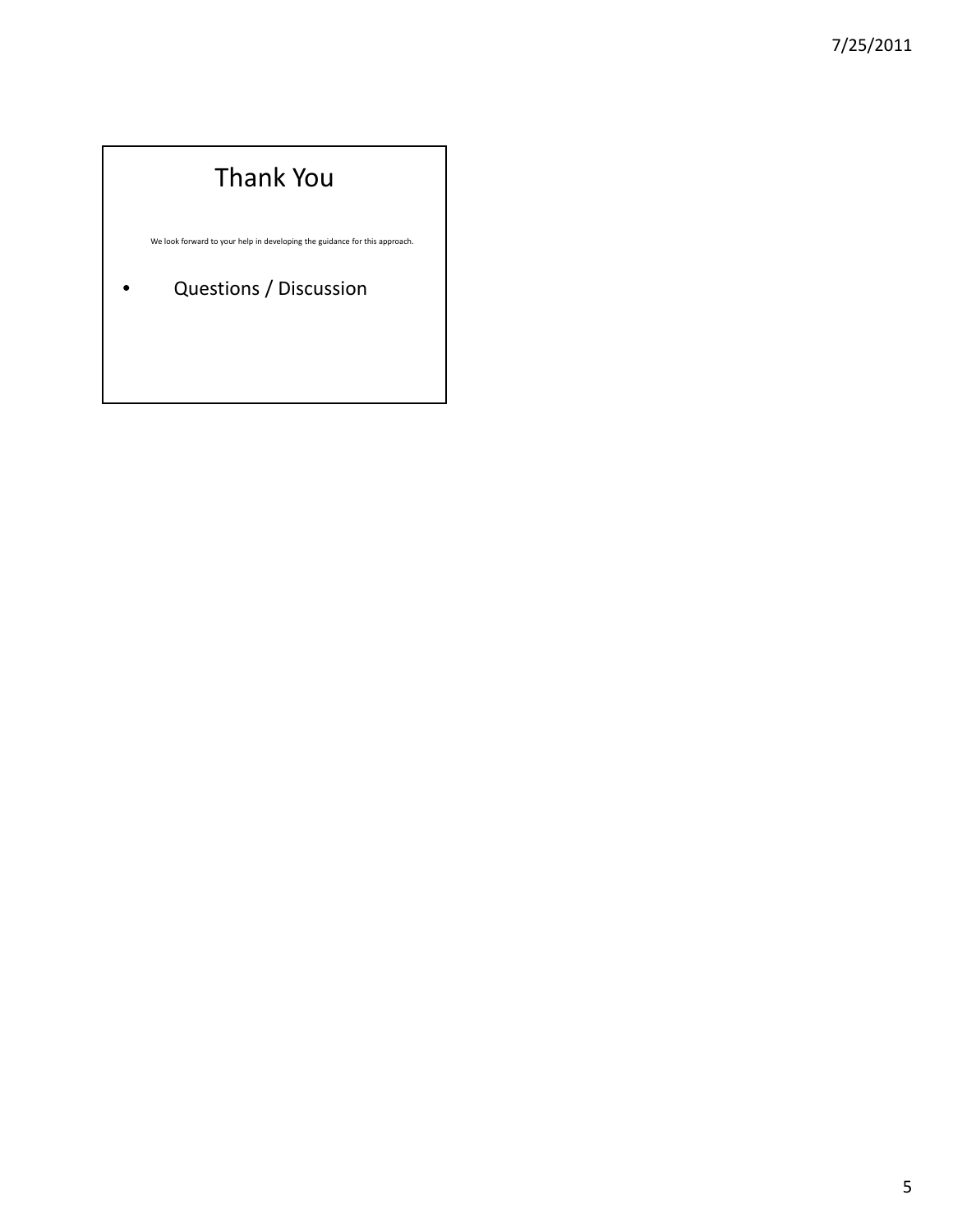# Thank You

We look forward to your help in developing the guidance for this approach.

- Questions / Discussion